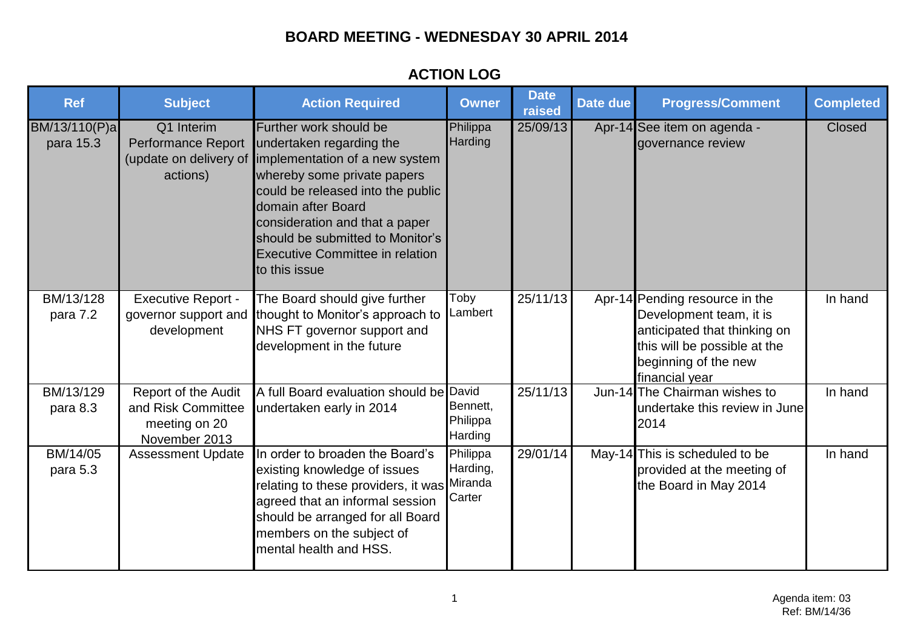# BOARD MEETING - WEDNESDAY 30 APRIL 2014

## ACTION LOG

| Ref | Subject | Action Required | Owner | Date raised | Date due | Progress/Comment | Completed |
|---|---|---|---|---|---|---|---|
| BM/13/110(P)a para 15.3 | Q1 Interim Performance Report (update on delivery of actions) | Further work should be undertaken regarding the implementation of a new system whereby some private papers could be released into the public domain after Board consideration and that a paper should be submitted to Monitor's Executive Committee in relation to this issue | Philippa Harding | 25/09/13 | Apr-14 | See item on agenda - governance review | Closed |
| BM/13/128 para 7.2 | Executive Report - governor support and development | The Board should give further thought to Monitor's approach to NHS FT governor support and development in the future | Toby Lambert | 25/11/13 | Apr-14 | Pending resource in the Development team, it is anticipated that thinking on this will be possible at the beginning of the new financial year | In hand |
| BM/13/129 para 8.3 | Report of the Audit and Risk Committee meeting on 20 November 2013 | A full Board evaluation should be undertaken early in 2014 | David Bennett, Philippa Harding | 25/11/13 | Jun-14 | The Chairman wishes to undertake this review in June 2014 | In hand |
| BM/14/05 para 5.3 | Assessment Update | In order to broaden the Board's existing knowledge of issues relating to these providers, it was agreed that an informal session should be arranged for all Board members on the subject of mental health and HSS. | Philippa Harding, Miranda Carter | 29/01/14 | May-14 | This is scheduled to be provided at the meeting of the Board in May 2014 | In hand |

Agenda item: 03
Ref: BM/14/36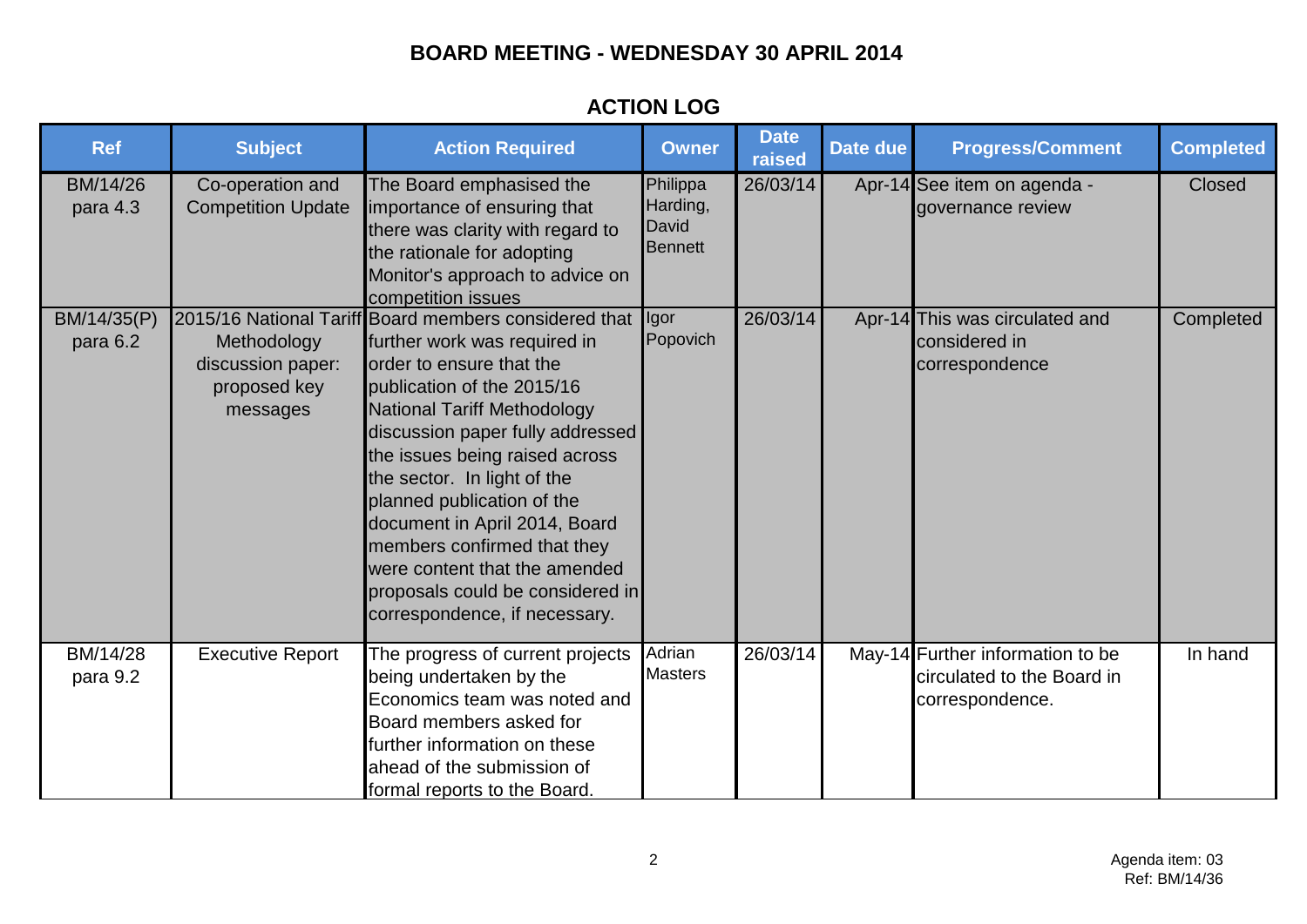# BOARD MEETING - WEDNESDAY 30 APRIL 2014

## ACTION LOG

| Ref | Subject | Action Required | Owner | Date raised | Date due | Progress/Comment | Completed |
|---|---|---|---|---|---|---|---|
| BM/14/26 para 4.3 | Co-operation and Competition Update | The Board emphasised the importance of ensuring that there was clarity with regard to the rationale for adopting Monitor's approach to advice on competition issues | Philippa Harding, David Bennett | 26/03/14 | Apr-14 | See item on agenda - governance review | Closed |
| BM/14/35(P) para 6.2 | 2015/16 National Tariff Methodology discussion paper: proposed key messages | Board members considered that further work was required in order to ensure that the publication of the 2015/16 National Tariff Methodology discussion paper fully addressed the issues being raised across the sector. In light of the planned publication of the document in April 2014, Board members confirmed that they were content that the amended proposals could be considered in correspondence, if necessary. | Igor Popovich | 26/03/14 | Apr-14 | This was circulated and considered in correspondence | Completed |
| BM/14/28 para 9.2 | Executive Report | The progress of current projects being undertaken by the Economics team was noted and Board members asked for further information on these ahead of the submission of formal reports to the Board. | Adrian Masters | 26/03/14 | May-14 | Further information to be circulated to the Board in correspondence. | In hand |

Agenda item: 03
Ref: BM/14/36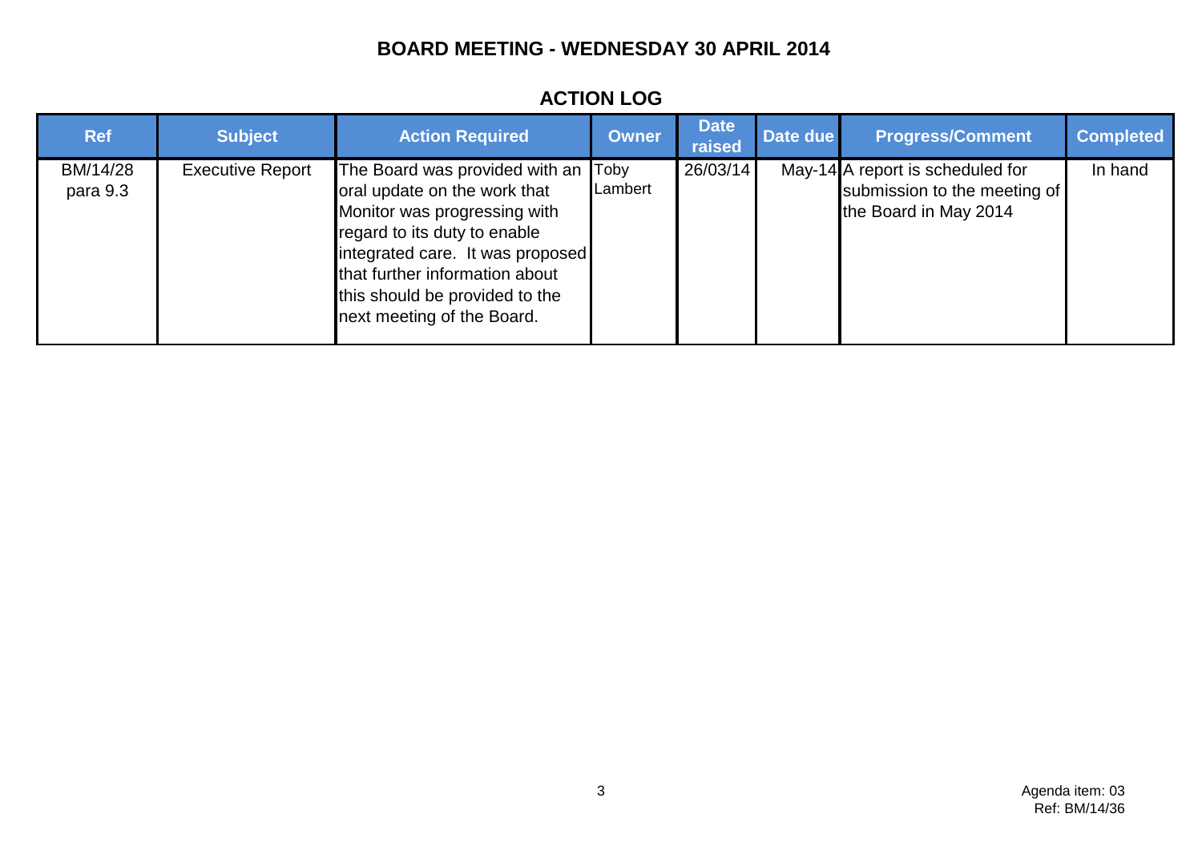# BOARD MEETING - WEDNESDAY 30 APRIL 2014

## ACTION LOG

| Ref | Subject | Action Required | Owner | Date raised | Date due | Progress/Comment | Completed |
|---|---|---|---|---|---|---|---|
| BM/14/28 para 9.3 | Executive Report | The Board was provided with an oral update on the work that Monitor was progressing with regard to its duty to enable integrated care. It was proposed that further information about this should be provided to the next meeting of the Board. | Toby Lambert | 26/03/14 | May-14 | A report is scheduled for submission to the meeting of the Board in May 2014 | In hand |

Agenda item: 03
Ref: BM/14/36